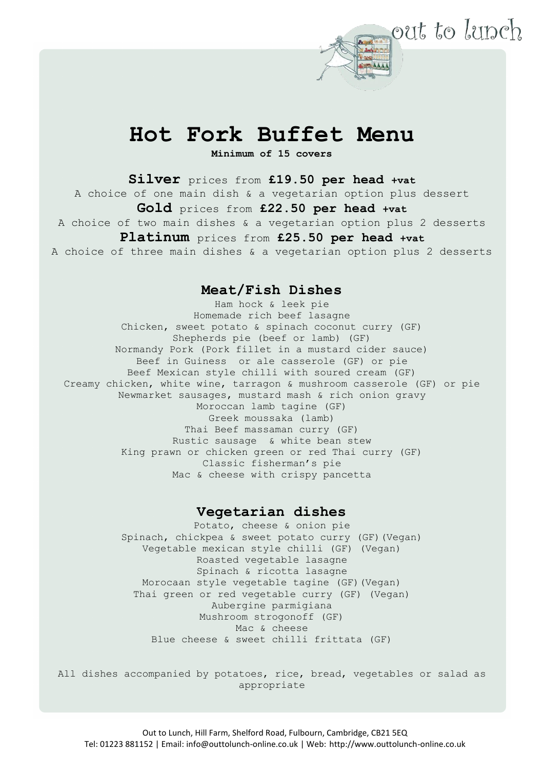out to lunch

# Hot Fork Buffet Menu

**Minimum of 15 covers**

**Silver** prices from **£19.50 per head +vat**
A choice of one main dish & a vegetarian option plus dessert

**Gold** prices from **£22.50 per head +vat**
A choice of two main dishes & a vegetarian option plus 2 desserts

**Platinum** prices from **£25.50 per head +vat**
A choice of three main dishes & a vegetarian option plus 2 desserts

## Meat/Fish Dishes

Ham hock & leek pie
Homemade rich beef lasagne
Chicken, sweet potato & spinach coconut curry (GF)
Shepherds pie (beef or lamb) (GF)
Normandy Pork (Pork fillet in a mustard cider sauce)
Beef in Guiness or ale casserole (GF) or pie
Beef Mexican style chilli with soured cream (GF)
Creamy chicken, white wine, tarragon & mushroom casserole (GF) or pie
Newmarket sausages, mustard mash & rich onion gravy
Moroccan lamb tagine (GF)
Greek moussaka (lamb)
Thai Beef massaman curry (GF)
Rustic sausage & white bean stew
King prawn or chicken green or red Thai curry (GF)
Classic fisherman's pie
Mac & cheese with crispy pancetta

## Vegetarian dishes

Potato, cheese & onion pie
Spinach, chickpea & sweet potato curry (GF)(Vegan)
Vegetable mexican style chilli (GF) (Vegan)
Roasted vegetable lasagne
Spinach & ricotta lasagne
Morocaan style vegetable tagine (GF)(Vegan)
Thai green or red vegetable curry (GF) (Vegan)
Aubergine parmigiana
Mushroom strogonoff (GF)
Mac & cheese
Blue cheese & sweet chilli frittata (GF)

All dishes accompanied by potatoes, rice, bread, vegetables or salad as appropriate

Out to Lunch, Hill Farm, Shelford Road, Fulbourn, Cambridge, CB21 5EQ
Tel: 01223 881152 | Email: info@outtolunch-online.co.uk | Web: http://www.outtolunch-online.co.uk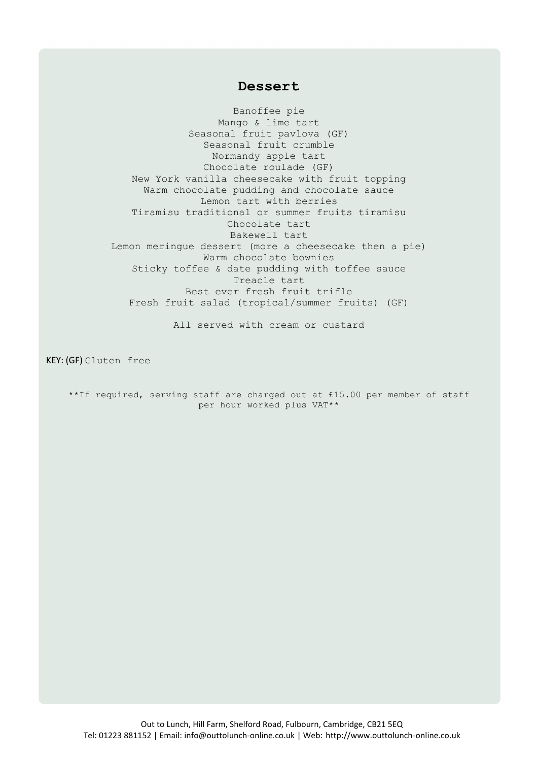## Dessert

Banoffee pie
Mango & lime tart
Seasonal fruit pavlova (GF)
Seasonal fruit crumble
Normandy apple tart
Chocolate roulade (GF)
New York vanilla cheesecake with fruit topping
Warm chocolate pudding and chocolate sauce
Lemon tart with berries
Tiramisu traditional or summer fruits tiramisu
Chocolate tart
Bakewell tart
Lemon meringue dessert (more a cheesecake then a pie)
Warm chocolate bownies
Sticky toffee & date pudding with toffee sauce
Treacle tart
Best ever fresh fruit trifle
Fresh fruit salad (tropical/summer fruits) (GF)

All served with cream or custard

KEY: (GF) Gluten free

**If required, serving staff are charged out at £15.00 per member of staff per hour worked plus VAT**

Out to Lunch, Hill Farm, Shelford Road, Fulbourn, Cambridge, CB21 5EQ
Tel: 01223 881152 | Email: info@outtolunch-online.co.uk | Web: http://www.outtolunch-online.co.uk